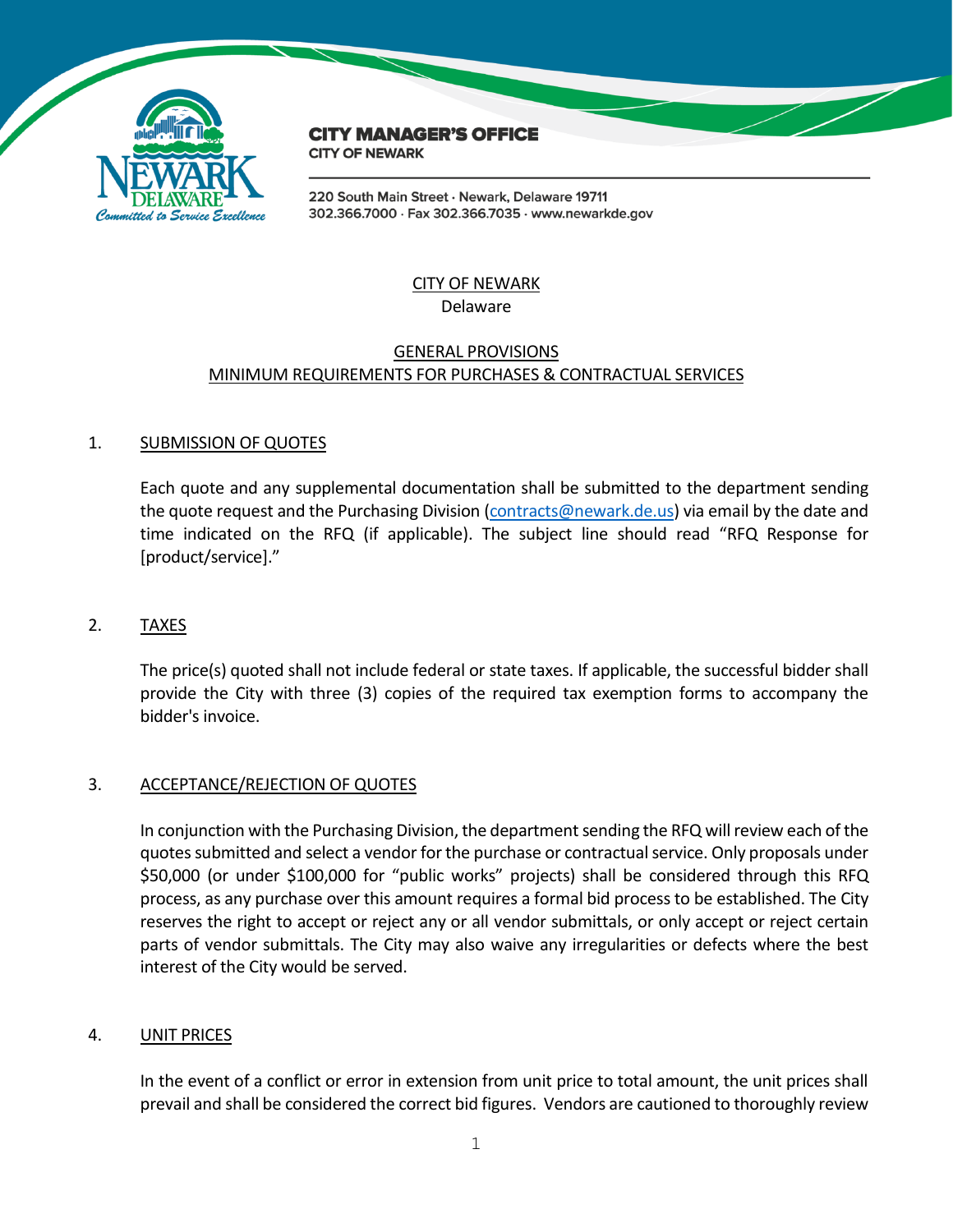**CITY MANAGER'S OFFICE**
CITY OF NEWARK

220 South Main Street · Newark, Delaware 19711
302.366.7000 · Fax 302.366.7035 · www.newarkde.gov

CITY OF NEWARK
Delaware

GENERAL PROVISIONS
MINIMUM REQUIREMENTS FOR PURCHASES & CONTRACTUAL SERVICES

1. SUBMISSION OF QUOTES

   Each quote and any supplemental documentation shall be submitted to the department sending the quote request and the Purchasing Division (contracts@newark.de.us) via email by the date and time indicated on the RFQ (if applicable). The subject line should read "RFQ Response for [product/service]."

2. TAXES

   The price(s) quoted shall not include federal or state taxes. If applicable, the successful bidder shall provide the City with three (3) copies of the required tax exemption forms to accompany the bidder's invoice.

3. ACCEPTANCE/REJECTION OF QUOTES

   In conjunction with the Purchasing Division, the department sending the RFQ will review each of the quotes submitted and select a vendor for the purchase or contractual service. Only proposals under $50,000 (or under $100,000 for "public works" projects) shall be considered through this RFQ process, as any purchase over this amount requires a formal bid process to be established. The City reserves the right to accept or reject any or all vendor submittals, or only accept or reject certain parts of vendor submittals. The City may also waive any irregularities or defects where the best interest of the City would be served.

4. UNIT PRICES

   In the event of a conflict or error in extension from unit price to total amount, the unit prices shall prevail and shall be considered the correct bid figures. Vendors are cautioned to thoroughly review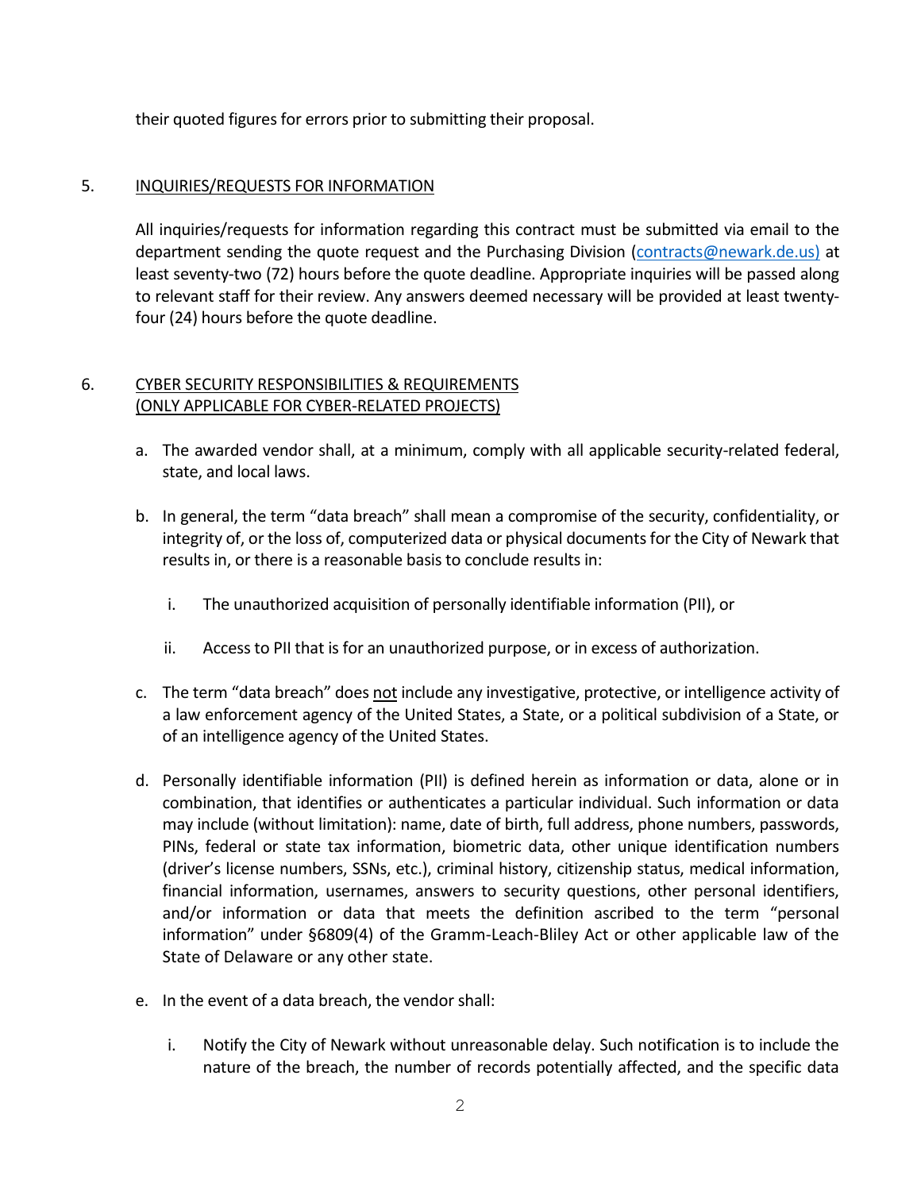their quoted figures for errors prior to submitting their proposal.

5. INQUIRIES/REQUESTS FOR INFORMATION

All inquiries/requests for information regarding this contract must be submitted via email to the department sending the quote request and the Purchasing Division (contracts@newark.de.us) at least seventy-two (72) hours before the quote deadline. Appropriate inquiries will be passed along to relevant staff for their review. Any answers deemed necessary will be provided at least twenty-four (24) hours before the quote deadline.

6. CYBER SECURITY RESPONSIBILITIES & REQUIREMENTS (ONLY APPLICABLE FOR CYBER-RELATED PROJECTS)

a. The awarded vendor shall, at a minimum, comply with all applicable security-related federal, state, and local laws.

b. In general, the term "data breach" shall mean a compromise of the security, confidentiality, or integrity of, or the loss of, computerized data or physical documents for the City of Newark that results in, or there is a reasonable basis to conclude results in:

   i. The unauthorized acquisition of personally identifiable information (PII), or

   ii. Access to PII that is for an unauthorized purpose, or in excess of authorization.

c. The term "data breach" does not include any investigative, protective, or intelligence activity of a law enforcement agency of the United States, a State, or a political subdivision of a State, or of an intelligence agency of the United States.

d. Personally identifiable information (PII) is defined herein as information or data, alone or in combination, that identifies or authenticates a particular individual. Such information or data may include (without limitation): name, date of birth, full address, phone numbers, passwords, PINs, federal or state tax information, biometric data, other unique identification numbers (driver's license numbers, SSNs, etc.), criminal history, citizenship status, medical information, financial information, usernames, answers to security questions, other personal identifiers, and/or information or data that meets the definition ascribed to the term "personal information" under §6809(4) of the Gramm-Leach-Bliley Act or other applicable law of the State of Delaware or any other state.

e. In the event of a data breach, the vendor shall:

   i. Notify the City of Newark without unreasonable delay. Such notification is to include the nature of the breach, the number of records potentially affected, and the specific data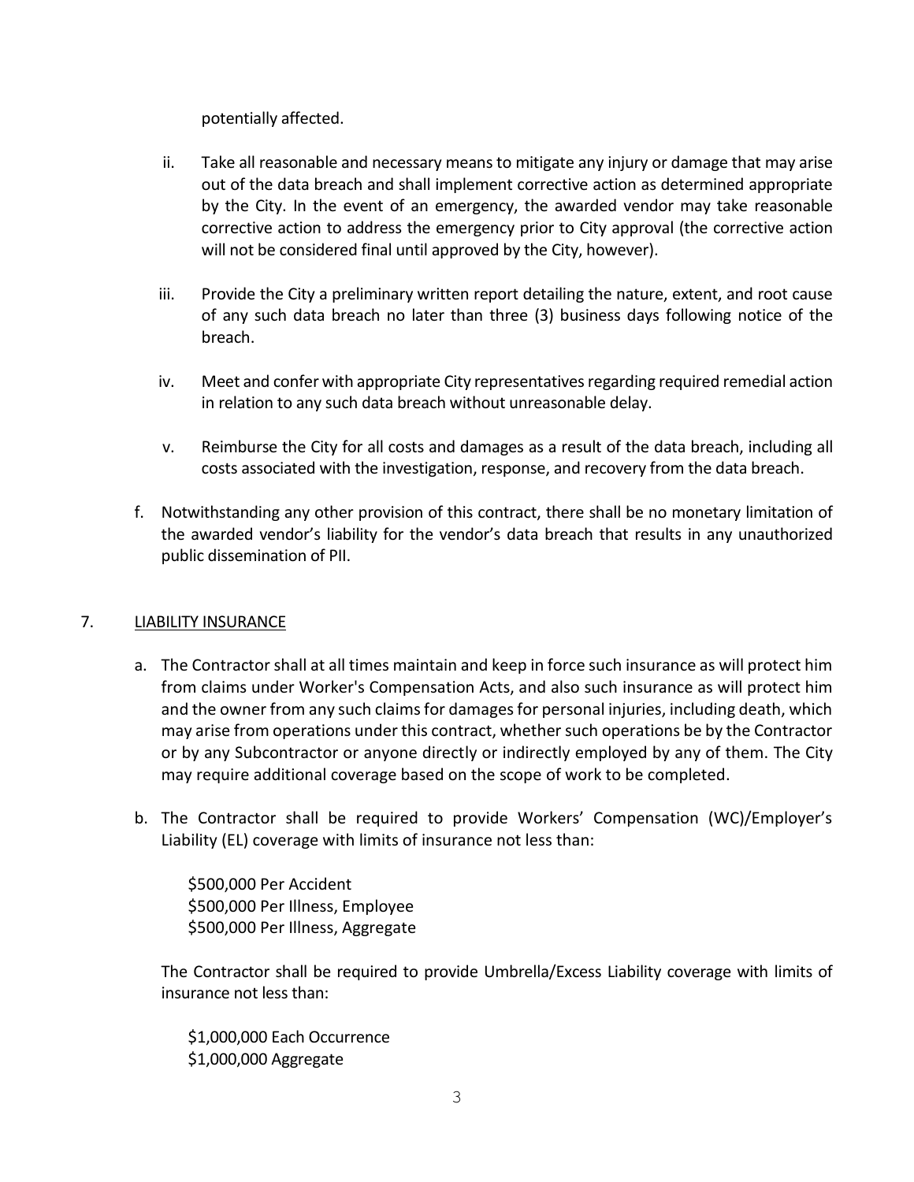potentially affected.

ii. Take all reasonable and necessary means to mitigate any injury or damage that may arise out of the data breach and shall implement corrective action as determined appropriate by the City. In the event of an emergency, the awarded vendor may take reasonable corrective action to address the emergency prior to City approval (the corrective action will not be considered final until approved by the City, however).

iii. Provide the City a preliminary written report detailing the nature, extent, and root cause of any such data breach no later than three (3) business days following notice of the breach.

iv. Meet and confer with appropriate City representatives regarding required remedial action in relation to any such data breach without unreasonable delay.

v. Reimburse the City for all costs and damages as a result of the data breach, including all costs associated with the investigation, response, and recovery from the data breach.

f. Notwithstanding any other provision of this contract, there shall be no monetary limitation of the awarded vendor's liability for the vendor's data breach that results in any unauthorized public dissemination of PII.

## 7. LIABILITY INSURANCE

a. The Contractor shall at all times maintain and keep in force such insurance as will protect him from claims under Worker's Compensation Acts, and also such insurance as will protect him and the owner from any such claims for damages for personal injuries, including death, which may arise from operations under this contract, whether such operations be by the Contractor or by any Subcontractor or anyone directly or indirectly employed by any of them. The City may require additional coverage based on the scope of work to be completed.

b. The Contractor shall be required to provide Workers' Compensation (WC)/Employer's Liability (EL) coverage with limits of insurance not less than:

$500,000 Per Accident
$500,000 Per Illness, Employee
$500,000 Per Illness, Aggregate

The Contractor shall be required to provide Umbrella/Excess Liability coverage with limits of insurance not less than:

$1,000,000 Each Occurrence
$1,000,000 Aggregate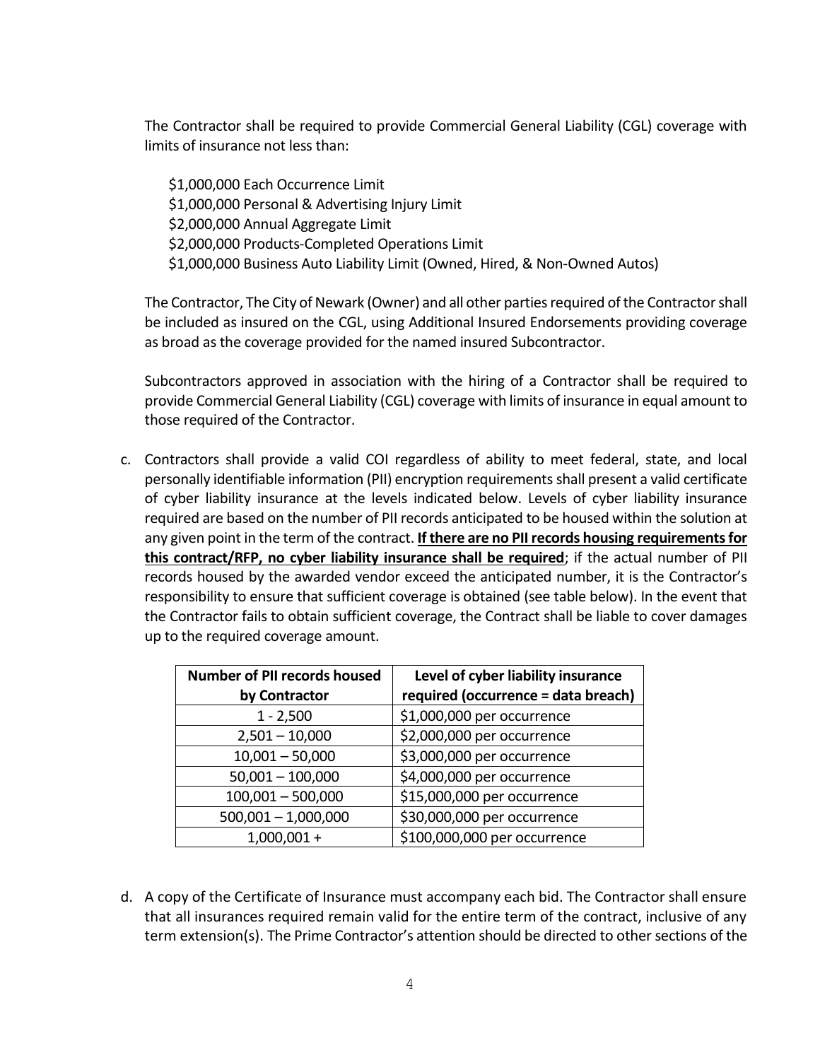The Contractor shall be required to provide Commercial General Liability (CGL) coverage with limits of insurance not less than:

$1,000,000 Each Occurrence Limit
$1,000,000 Personal & Advertising Injury Limit
$2,000,000 Annual Aggregate Limit
$2,000,000 Products-Completed Operations Limit
$1,000,000 Business Auto Liability Limit (Owned, Hired, & Non-Owned Autos)

The Contractor, The City of Newark (Owner) and all other parties required of the Contractor shall be included as insured on the CGL, using Additional Insured Endorsements providing coverage as broad as the coverage provided for the named insured Subcontractor.

Subcontractors approved in association with the hiring of a Contractor shall be required to provide Commercial General Liability (CGL) coverage with limits of insurance in equal amount to those required of the Contractor.

c. Contractors shall provide a valid COI regardless of ability to meet federal, state, and local personally identifiable information (PII) encryption requirements shall present a valid certificate of cyber liability insurance at the levels indicated below. Levels of cyber liability insurance required are based on the number of PII records anticipated to be housed within the solution at any given point in the term of the contract. **<u>If there are no PII records housing requirements for this contract/RFP, no cyber liability insurance shall be required</u>**; if the actual number of PII records housed by the awarded vendor exceed the anticipated number, it is the Contractor's responsibility to ensure that sufficient coverage is obtained (see table below). In the event that the Contractor fails to obtain sufficient coverage, the Contract shall be liable to cover damages up to the required coverage amount.

| Number of PII records housed by Contractor | Level of cyber liability insurance required (occurrence = data breach) |
|---|---|
| 1 - 2,500 | $1,000,000 per occurrence |
| 2,501 – 10,000 | $2,000,000 per occurrence |
| 10,001 – 50,000 | $3,000,000 per occurrence |
| 50,001 – 100,000 | $4,000,000 per occurrence |
| 100,001 – 500,000 | $15,000,000 per occurrence |
| 500,001 – 1,000,000 | $30,000,000 per occurrence |
| 1,000,001 + | $100,000,000 per occurrence |

d. A copy of the Certificate of Insurance must accompany each bid. The Contractor shall ensure that all insurances required remain valid for the entire term of the contract, inclusive of any term extension(s). The Prime Contractor's attention should be directed to other sections of the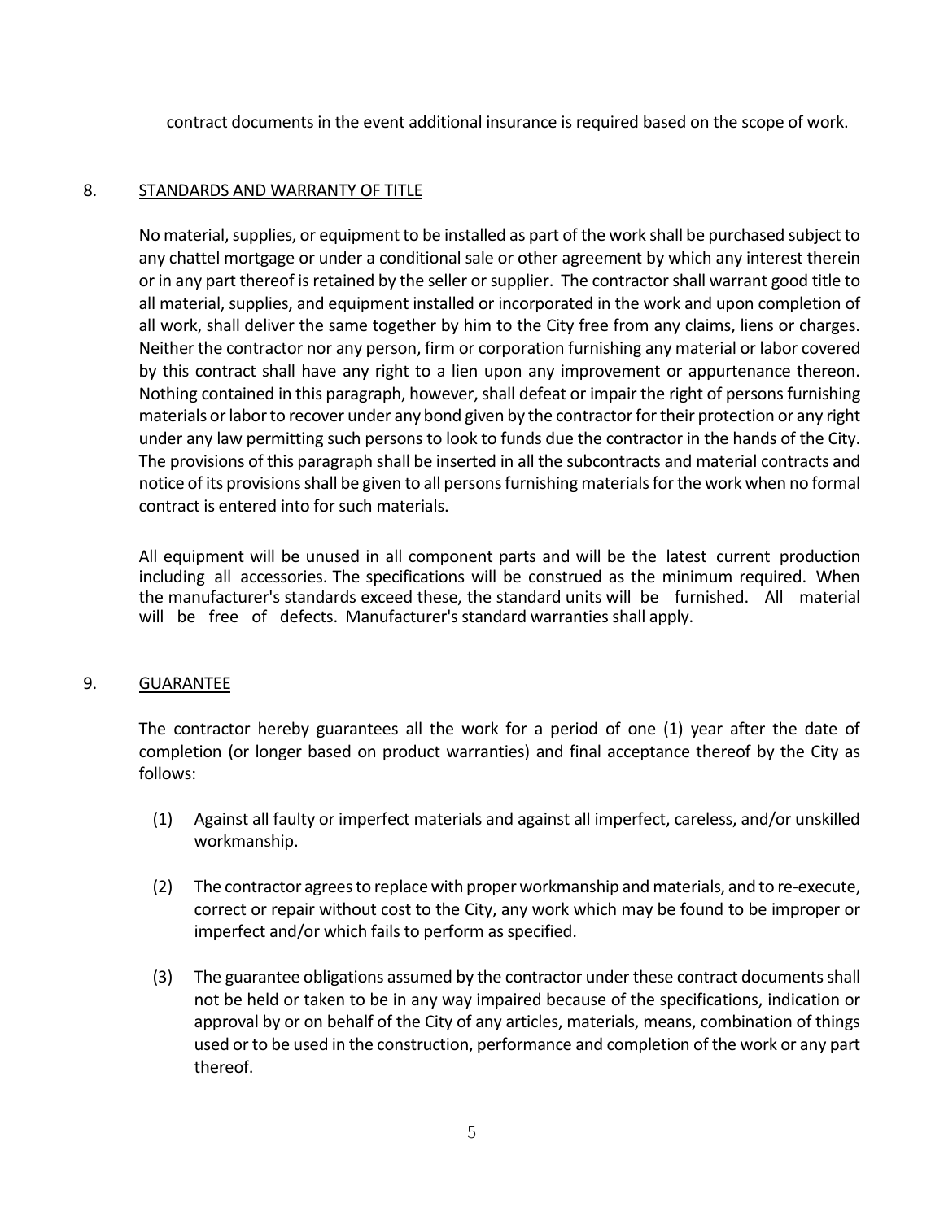contract documents in the event additional insurance is required based on the scope of work.

## 8. STANDARDS AND WARRANTY OF TITLE

No material, supplies, or equipment to be installed as part of the work shall be purchased subject to any chattel mortgage or under a conditional sale or other agreement by which any interest therein or in any part thereof is retained by the seller or supplier. The contractor shall warrant good title to all material, supplies, and equipment installed or incorporated in the work and upon completion of all work, shall deliver the same together by him to the City free from any claims, liens or charges. Neither the contractor nor any person, firm or corporation furnishing any material or labor covered by this contract shall have any right to a lien upon any improvement or appurtenance thereon. Nothing contained in this paragraph, however, shall defeat or impair the right of persons furnishing materials or labor to recover under any bond given by the contractor for their protection or any right under any law permitting such persons to look to funds due the contractor in the hands of the City. The provisions of this paragraph shall be inserted in all the subcontracts and material contracts and notice of its provisions shall be given to all persons furnishing materials for the work when no formal contract is entered into for such materials.

All equipment will be unused in all component parts and will be the latest current production including all accessories. The specifications will be construed as the minimum required. When the manufacturer's standards exceed these, the standard units will be furnished. All material will be free of defects. Manufacturer's standard warranties shall apply.

## 9. GUARANTEE

The contractor hereby guarantees all the work for a period of one (1) year after the date of completion (or longer based on product warranties) and final acceptance thereof by the City as follows:

(1) Against all faulty or imperfect materials and against all imperfect, careless, and/or unskilled workmanship.

(2) The contractor agrees to replace with proper workmanship and materials, and to re-execute, correct or repair without cost to the City, any work which may be found to be improper or imperfect and/or which fails to perform as specified.

(3) The guarantee obligations assumed by the contractor under these contract documents shall not be held or taken to be in any way impaired because of the specifications, indication or approval by or on behalf of the City of any articles, materials, means, combination of things used or to be used in the construction, performance and completion of the work or any part thereof.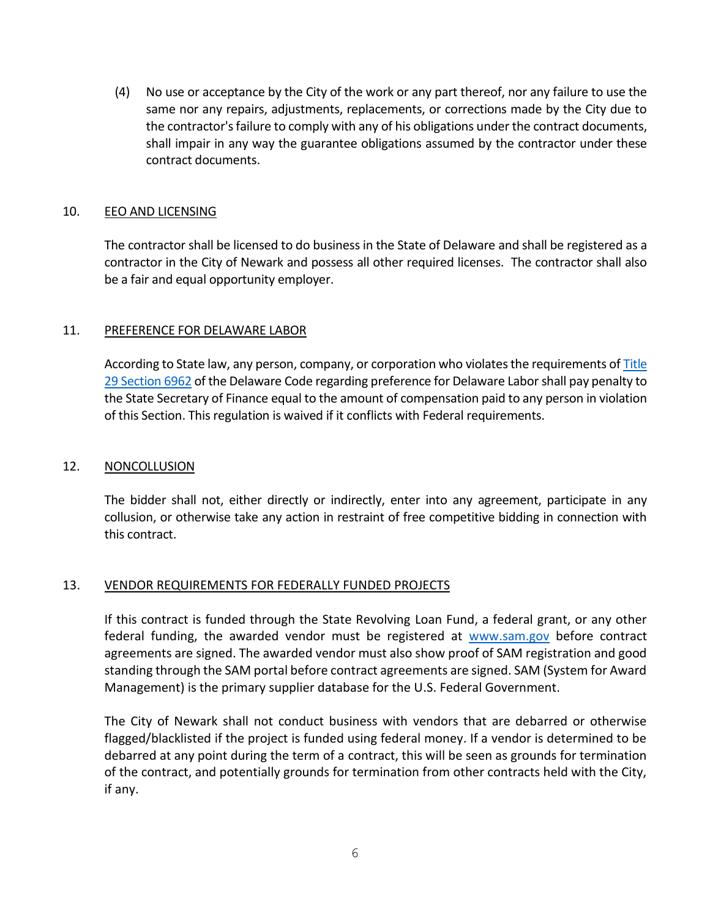(4) No use or acceptance by the City of the work or any part thereof, nor any failure to use the same nor any repairs, adjustments, replacements, or corrections made by the City due to the contractor's failure to comply with any of his obligations under the contract documents, shall impair in any way the guarantee obligations assumed by the contractor under these contract documents.

## 10. EEO AND LICENSING

The contractor shall be licensed to do business in the State of Delaware and shall be registered as a contractor in the City of Newark and possess all other required licenses. The contractor shall also be a fair and equal opportunity employer.

## 11. PREFERENCE FOR DELAWARE LABOR

According to State law, any person, company, or corporation who violates the requirements of Title 29 Section 6962 of the Delaware Code regarding preference for Delaware Labor shall pay penalty to the State Secretary of Finance equal to the amount of compensation paid to any person in violation of this Section. This regulation is waived if it conflicts with Federal requirements.

## 12. NONCOLLUSION

The bidder shall not, either directly or indirectly, enter into any agreement, participate in any collusion, or otherwise take any action in restraint of free competitive bidding in connection with this contract.

## 13. VENDOR REQUIREMENTS FOR FEDERALLY FUNDED PROJECTS

If this contract is funded through the State Revolving Loan Fund, a federal grant, or any other federal funding, the awarded vendor must be registered at www.sam.gov before contract agreements are signed. The awarded vendor must also show proof of SAM registration and good standing through the SAM portal before contract agreements are signed. SAM (System for Award Management) is the primary supplier database for the U.S. Federal Government.

The City of Newark shall not conduct business with vendors that are debarred or otherwise flagged/blacklisted if the project is funded using federal money. If a vendor is determined to be debarred at any point during the term of a contract, this will be seen as grounds for termination of the contract, and potentially grounds for termination from other contracts held with the City, if any.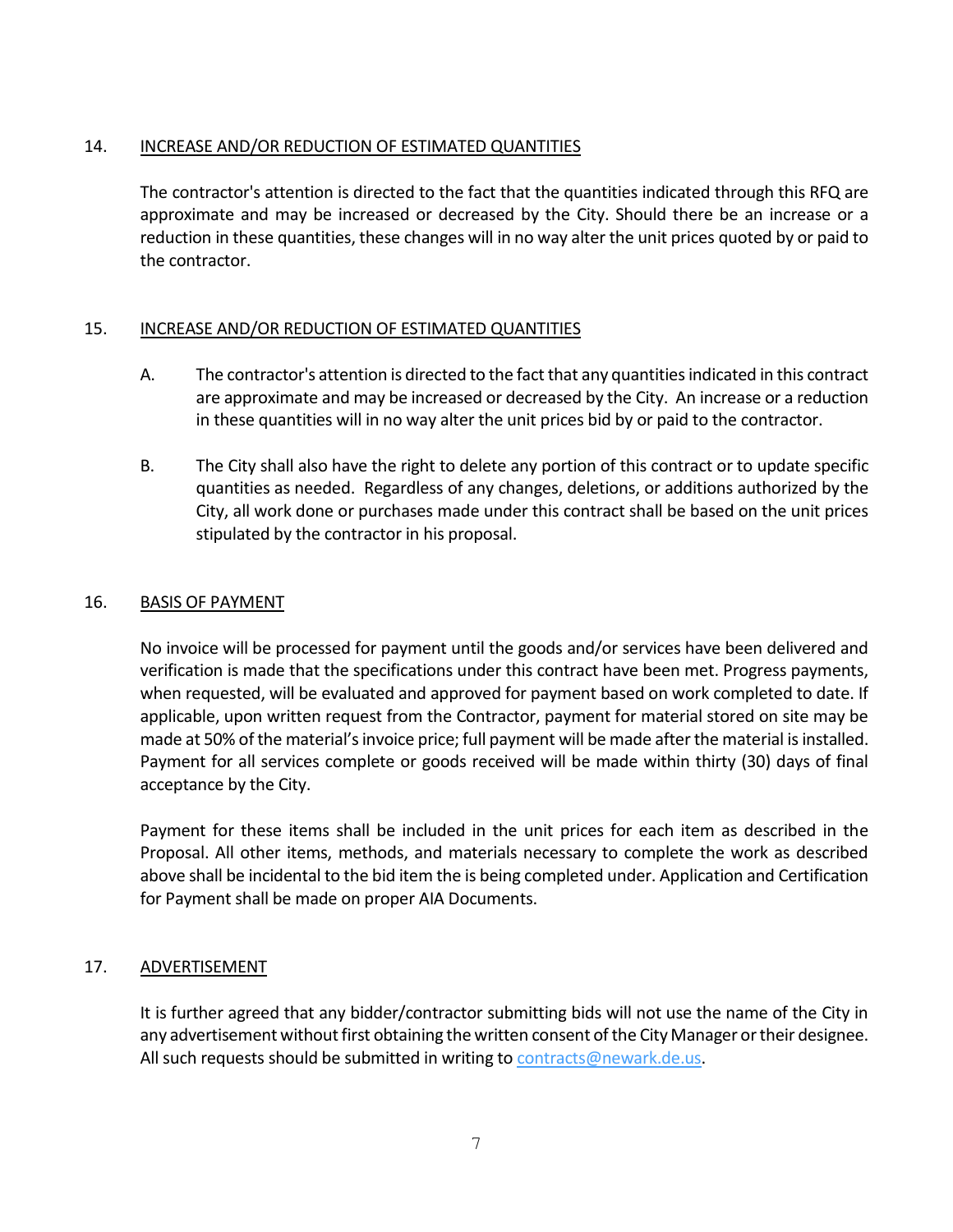14. <u>INCREASE AND/OR REDUCTION OF ESTIMATED QUANTITIES</u>

The contractor's attention is directed to the fact that the quantities indicated through this RFQ are approximate and may be increased or decreased by the City. Should there be an increase or a reduction in these quantities, these changes will in no way alter the unit prices quoted by or paid to the contractor.

15. <u>INCREASE AND/OR REDUCTION OF ESTIMATED QUANTITIES</u>

A. The contractor's attention is directed to the fact that any quantities indicated in this contract are approximate and may be increased or decreased by the City. An increase or a reduction in these quantities will in no way alter the unit prices bid by or paid to the contractor.

B. The City shall also have the right to delete any portion of this contract or to update specific quantities as needed. Regardless of any changes, deletions, or additions authorized by the City, all work done or purchases made under this contract shall be based on the unit prices stipulated by the contractor in his proposal.

16. <u>BASIS OF PAYMENT</u>

No invoice will be processed for payment until the goods and/or services have been delivered and verification is made that the specifications under this contract have been met. Progress payments, when requested, will be evaluated and approved for payment based on work completed to date. If applicable, upon written request from the Contractor, payment for material stored on site may be made at 50% of the material's invoice price; full payment will be made after the material is installed. Payment for all services complete or goods received will be made within thirty (30) days of final acceptance by the City.

Payment for these items shall be included in the unit prices for each item as described in the Proposal. All other items, methods, and materials necessary to complete the work as described above shall be incidental to the bid item the is being completed under. Application and Certification for Payment shall be made on proper AIA Documents.

17. <u>ADVERTISEMENT</u>

It is further agreed that any bidder/contractor submitting bids will not use the name of the City in any advertisement without first obtaining the written consent of the City Manager or their designee. All such requests should be submitted in writing to contracts@newark.de.us.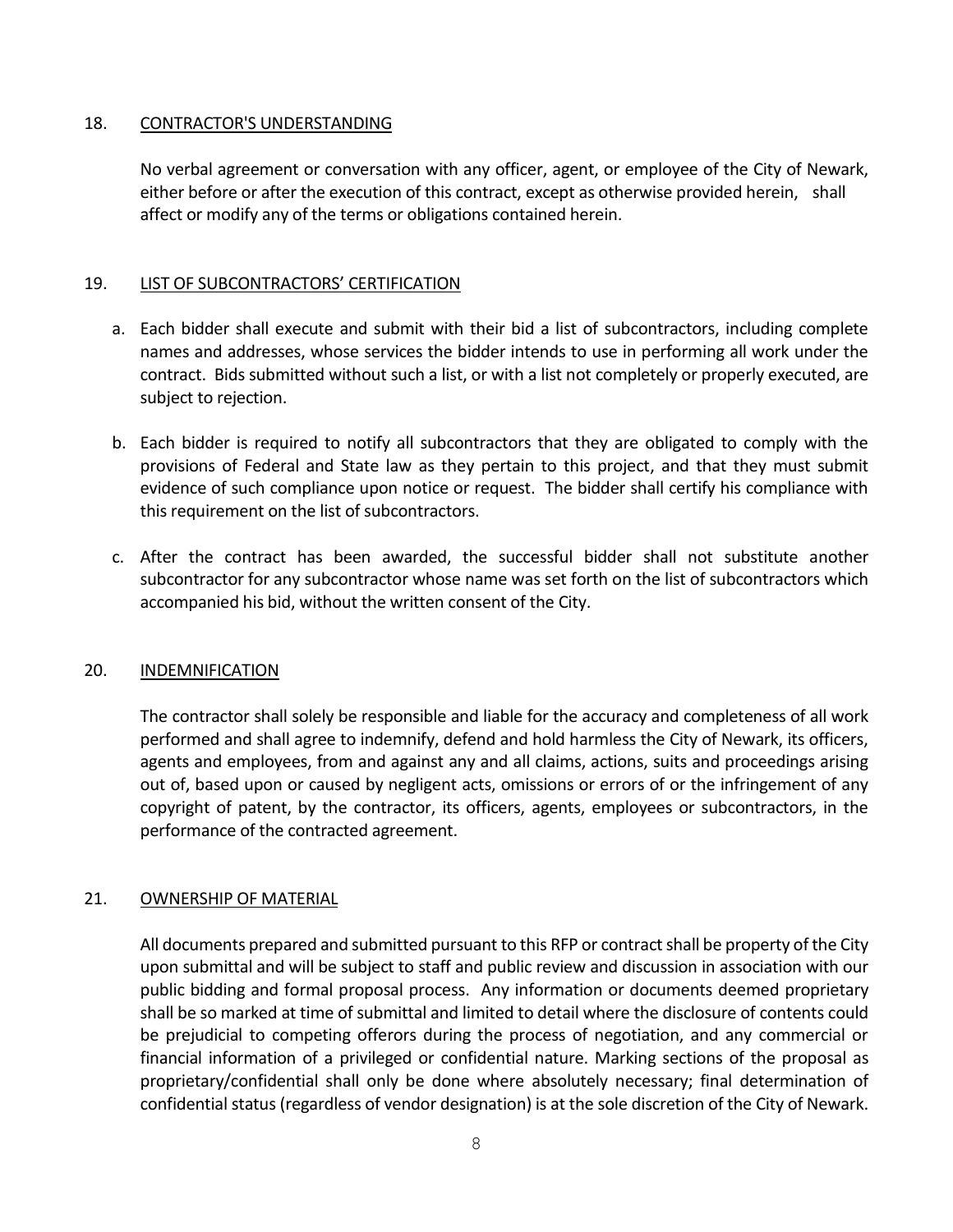## 18. CONTRACTOR'S UNDERSTANDING

No verbal agreement or conversation with any officer, agent, or employee of the City of Newark, either before or after the execution of this contract, except as otherwise provided herein, shall affect or modify any of the terms or obligations contained herein.

## 19. LIST OF SUBCONTRACTORS' CERTIFICATION

a. Each bidder shall execute and submit with their bid a list of subcontractors, including complete names and addresses, whose services the bidder intends to use in performing all work under the contract. Bids submitted without such a list, or with a list not completely or properly executed, are subject to rejection.

b. Each bidder is required to notify all subcontractors that they are obligated to comply with the provisions of Federal and State law as they pertain to this project, and that they must submit evidence of such compliance upon notice or request. The bidder shall certify his compliance with this requirement on the list of subcontractors.

c. After the contract has been awarded, the successful bidder shall not substitute another subcontractor for any subcontractor whose name was set forth on the list of subcontractors which accompanied his bid, without the written consent of the City.

## 20. INDEMNIFICATION

The contractor shall solely be responsible and liable for the accuracy and completeness of all work performed and shall agree to indemnify, defend and hold harmless the City of Newark, its officers, agents and employees, from and against any and all claims, actions, suits and proceedings arising out of, based upon or caused by negligent acts, omissions or errors of or the infringement of any copyright of patent, by the contractor, its officers, agents, employees or subcontractors, in the performance of the contracted agreement.

## 21. OWNERSHIP OF MATERIAL

All documents prepared and submitted pursuant to this RFP or contract shall be property of the City upon submittal and will be subject to staff and public review and discussion in association with our public bidding and formal proposal process. Any information or documents deemed proprietary shall be so marked at time of submittal and limited to detail where the disclosure of contents could be prejudicial to competing offerors during the process of negotiation, and any commercial or financial information of a privileged or confidential nature. Marking sections of the proposal as proprietary/confidential shall only be done where absolutely necessary; final determination of confidential status (regardless of vendor designation) is at the sole discretion of the City of Newark.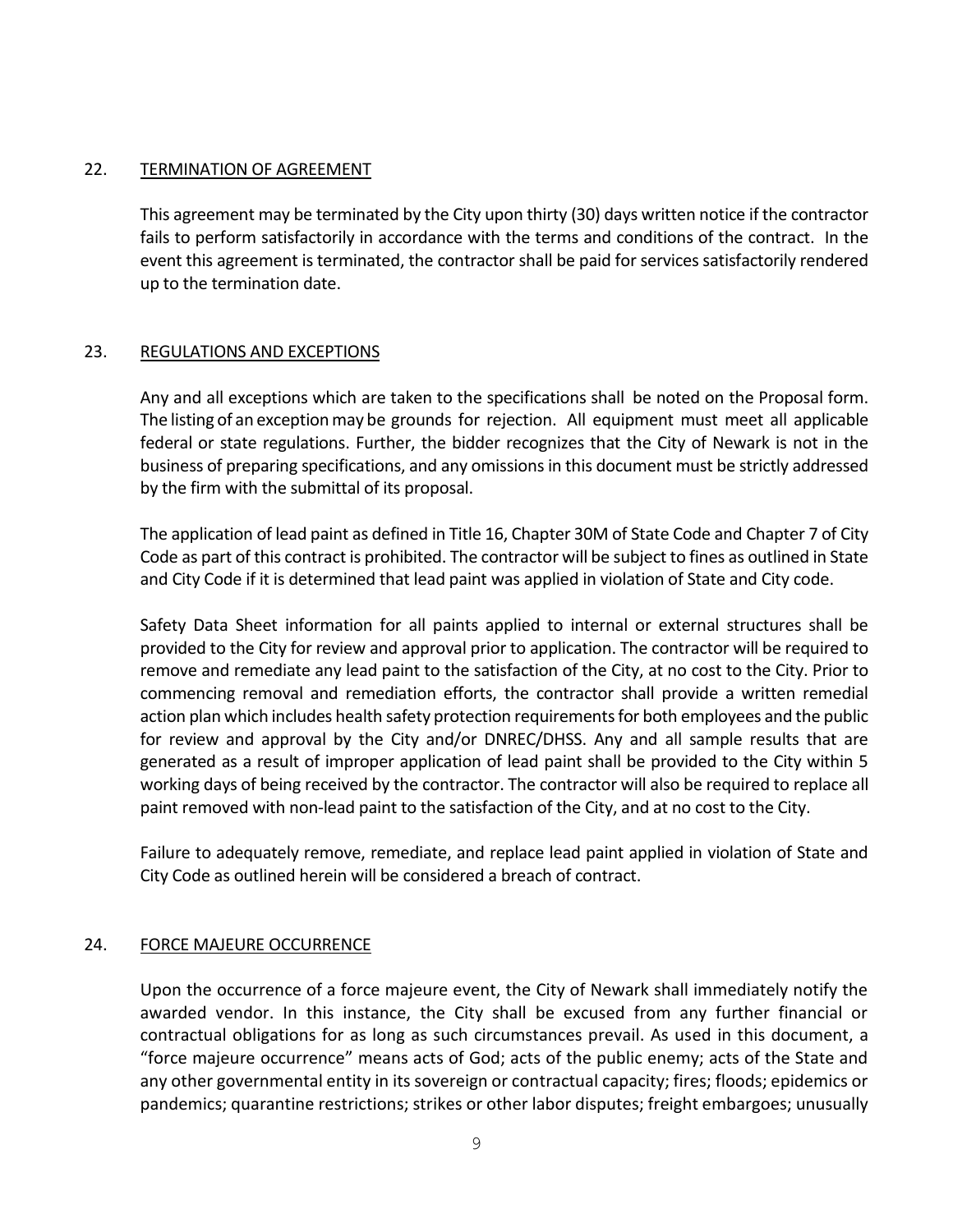22. TERMINATION OF AGREEMENT

This agreement may be terminated by the City upon thirty (30) days written notice if the contractor fails to perform satisfactorily in accordance with the terms and conditions of the contract. In the event this agreement is terminated, the contractor shall be paid for services satisfactorily rendered up to the termination date.

23. REGULATIONS AND EXCEPTIONS

Any and all exceptions which are taken to the specifications shall be noted on the Proposal form. The listing of an exception may be grounds for rejection. All equipment must meet all applicable federal or state regulations. Further, the bidder recognizes that the City of Newark is not in the business of preparing specifications, and any omissions in this document must be strictly addressed by the firm with the submittal of its proposal.

The application of lead paint as defined in Title 16, Chapter 30M of State Code and Chapter 7 of City Code as part of this contract is prohibited. The contractor will be subject to fines as outlined in State and City Code if it is determined that lead paint was applied in violation of State and City code.

Safety Data Sheet information for all paints applied to internal or external structures shall be provided to the City for review and approval prior to application. The contractor will be required to remove and remediate any lead paint to the satisfaction of the City, at no cost to the City. Prior to commencing removal and remediation efforts, the contractor shall provide a written remedial action plan which includes health safety protection requirements for both employees and the public for review and approval by the City and/or DNREC/DHSS. Any and all sample results that are generated as a result of improper application of lead paint shall be provided to the City within 5 working days of being received by the contractor. The contractor will also be required to replace all paint removed with non-lead paint to the satisfaction of the City, and at no cost to the City.

Failure to adequately remove, remediate, and replace lead paint applied in violation of State and City Code as outlined herein will be considered a breach of contract.

24. FORCE MAJEURE OCCURRENCE

Upon the occurrence of a force majeure event, the City of Newark shall immediately notify the awarded vendor. In this instance, the City shall be excused from any further financial or contractual obligations for as long as such circumstances prevail. As used in this document, a "force majeure occurrence" means acts of God; acts of the public enemy; acts of the State and any other governmental entity in its sovereign or contractual capacity; fires; floods; epidemics or pandemics; quarantine restrictions; strikes or other labor disputes; freight embargoes; unusually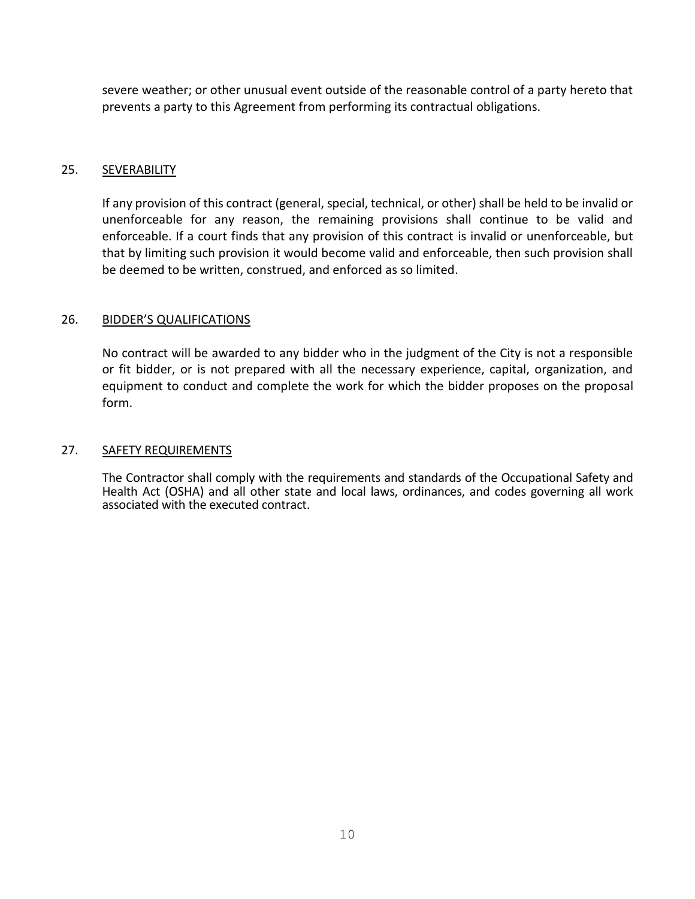severe weather; or other unusual event outside of the reasonable control of a party hereto that prevents a party to this Agreement from performing its contractual obligations.

## 25. SEVERABILITY

If any provision of this contract (general, special, technical, or other) shall be held to be invalid or unenforceable for any reason, the remaining provisions shall continue to be valid and enforceable. If a court finds that any provision of this contract is invalid or unenforceable, but that by limiting such provision it would become valid and enforceable, then such provision shall be deemed to be written, construed, and enforced as so limited.

## 26. BIDDER'S QUALIFICATIONS

No contract will be awarded to any bidder who in the judgment of the City is not a responsible or fit bidder, or is not prepared with all the necessary experience, capital, organization, and equipment to conduct and complete the work for which the bidder proposes on the proposal form.

## 27. SAFETY REQUIREMENTS

The Contractor shall comply with the requirements and standards of the Occupational Safety and Health Act (OSHA) and all other state and local laws, ordinances, and codes governing all work associated with the executed contract.